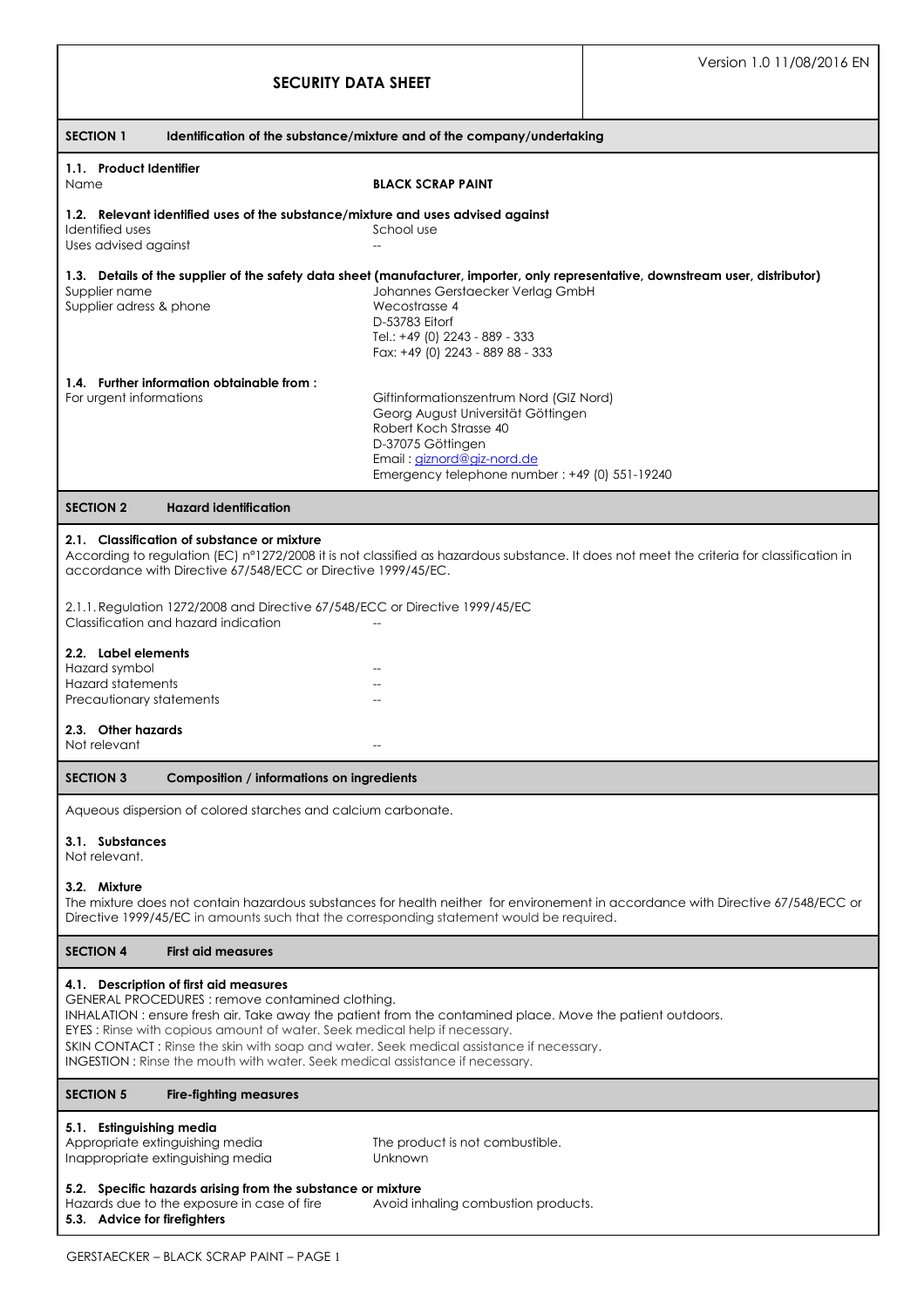# SECURITY DATA SHEET

Version 1.0 11/08/2016 EN

## SECTION 1 Identification of the substance/mixture and of the company/undertaking

### 1.1. Product Identifier

| | |
|---|---|
| Name | **BLACK SCRAP PAINT** |

### 1.2. Relevant identified uses of the substance/mixture and uses advised against

| | |
|---|---|
| Identified uses | School use |
| Uses advised against | -- |

### 1.3. Details of the supplier of the safety data sheet (manufacturer, importer, only representative, downstream user, distributor)

| | |
|---|---|
| Supplier name | Johannes Gerstaecker Verlag GmbH |
| Supplier adress & phone | Wecostrasse 4<br>D-53783 Eitorf<br>Tel.: +49 (0) 2243 - 889 - 333<br>Fax: +49 (0) 2243 - 889 88 - 333 |

### 1.4. Further information obtainable from :

| | |
|---|---|
| For urgent informations | Giftinformationszentrum Nord (GIZ Nord)<br>Georg August Universität Göttingen<br>Robert Koch Strasse 40<br>D-37075 Göttingen<br>Email : gizmord@giz-nord.de<br>Emergency telephone number : +49 (0) 551-19240 |

## SECTION 2 Hazard identification

### 2.1. Classification of substance or mixture

According to regulation (EC) n°1272/2008 it is not classified as hazardous substance. It does not meet the criteria for classification in accordance with Directive 67/548/ECC or Directive 1999/45/EC.

2.1.1. Regulation 1272/2008 and Directive 67/548/ECC or Directive 1999/45/EC

| | |
|---|---|
| Classification and hazard indication | -- |

### 2.2. Label elements

| | |
|---|---|
| Hazard symbol | -- |
| Hazard statements | -- |
| Precautionary statements | -- |

### 2.3. Other hazards

| | |
|---|---|
| Not relevant | -- |

## SECTION 3 Composition / informations on ingredients

Aqueous dispersion of colored starches and calcium carbonate.

### 3.1. Substances

Not relevant.

### 3.2. Mixture

The mixture does not contain hazardous substances for health neither for environement in accordance with Directive 67/548/ECC or Directive 1999/45/EC in amounts such that the corresponding statement would be required.

## SECTION 4 First aid measures

### 4.1. Description of first aid measures

GENERAL PROCEDURES : remove contamined clothing.
INHALATION : ensure fresh air. Take away the patient from the contamined place. Move the patient outdoors.
EYES : Rinse with copious amount of water. Seek medical help if necessary.
SKIN CONTACT : Rinse the skin with soap and water. Seek medical assistance if necessary.
INGESTION : Rinse the mouth with water. Seek medical assistance if necessary.

## SECTION 5 Fire-fighting measures

### 5.1. Estinguishing media

| | |
|---|---|
| Appropriate extinguishing media | The product is not combustible. |
| Inappropriate extinguishing media | Unknown |

### 5.2. Specific hazards arising from the substance or mixture

| | |
|---|---|
| Hazards due to the exposure in case of fire | Avoid inhaling combustion products. |

### 5.3. Advice for firefighters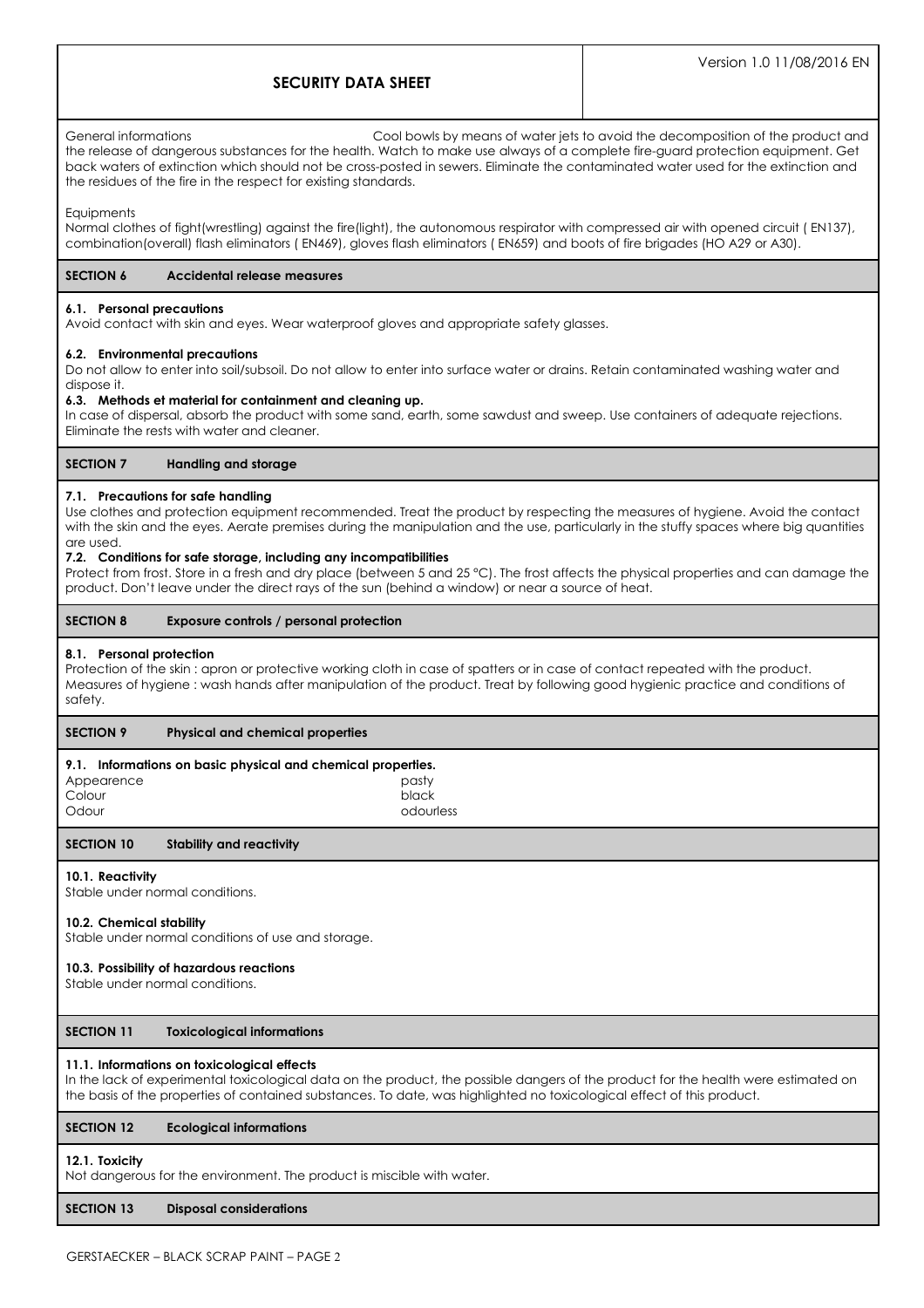General informations Cool bowls by means of water jets to avoid the decomposition of the product and the release of dangerous substances for the health. Watch to make use always of a complete fire-guard protection equipment. Get back waters of extinction which should not be cross-posted in sewers. Eliminate the contaminated water used for the extinction and the residues of the fire in the respect for existing standards.

Equipments
Normal clothes of fight(wrestling) against the fire(light), the autonomous respirator with compressed air with opened circuit ( EN137), combination(overall) flash eliminators ( EN469), gloves flash eliminators ( EN659) and boots of fire brigades (HO A29 or A30).

## SECTION 6 Accidental release measures

### 6.1. Personal precautions
Avoid contact with skin and eyes. Wear waterproof gloves and appropriate safety glasses.

### 6.2. Environmental precautions
Do not allow to enter into soil/subsoil. Do not allow to enter into surface water or drains. Retain contaminated washing water and dispose it.

### 6.3. Methods et material for containment and cleaning up.
In case of dispersal, absorb the product with some sand, earth, some sawdust and sweep. Use containers of adequate rejections. Eliminate the rests with water and cleaner.

## SECTION 7 Handling and storage

### 7.1. Precautions for safe handling
Use clothes and protection equipment recommended. Treat the product by respecting the measures of hygiene. Avoid the contact with the skin and the eyes. Aerate premises during the manipulation and the use, particularly in the stuffy spaces where big quantities are used.

### 7.2. Conditions for safe storage, including any incompatibilities
Protect from frost. Store in a fresh and dry place (between 5 and 25 °C). The frost affects the physical properties and can damage the product. Don't leave under the direct rays of the sun (behind a window) or near a source of heat.

## SECTION 8 Exposure controls / personal protection

### 8.1. Personal protection
Protection of the skin : apron or protective working cloth in case of spatters or in case of contact repeated with the product.
Measures of hygiene : wash hands after manipulation of the product. Treat by following good hygienic practice and conditions of safety.

## SECTION 9 Physical and chemical properties

### 9.1. Informations on basic physical and chemical properties.

| | |
|---|---|
| Appearence | pasty |
| Colour | black |
| Odour | odourless |

## SECTION 10 Stability and reactivity

### 10.1. Reactivity
Stable under normal conditions.

### 10.2. Chemical stability
Stable under normal conditions of use and storage.

### 10.3. Possibility of hazardous reactions
Stable under normal conditions.

## SECTION 11 Toxicological informations

### 11.1. Informations on toxicological effects
In the lack of experimental toxicological data on the product, the possible dangers of the product for the health were estimated on the basis of the properties of contained substances. To date, was highlighted no toxicological effect of this product.

## SECTION 12 Ecological informations

### 12.1. Toxicity
Not dangerous for the environment. The product is miscible with water.

## SECTION 13 Disposal considerations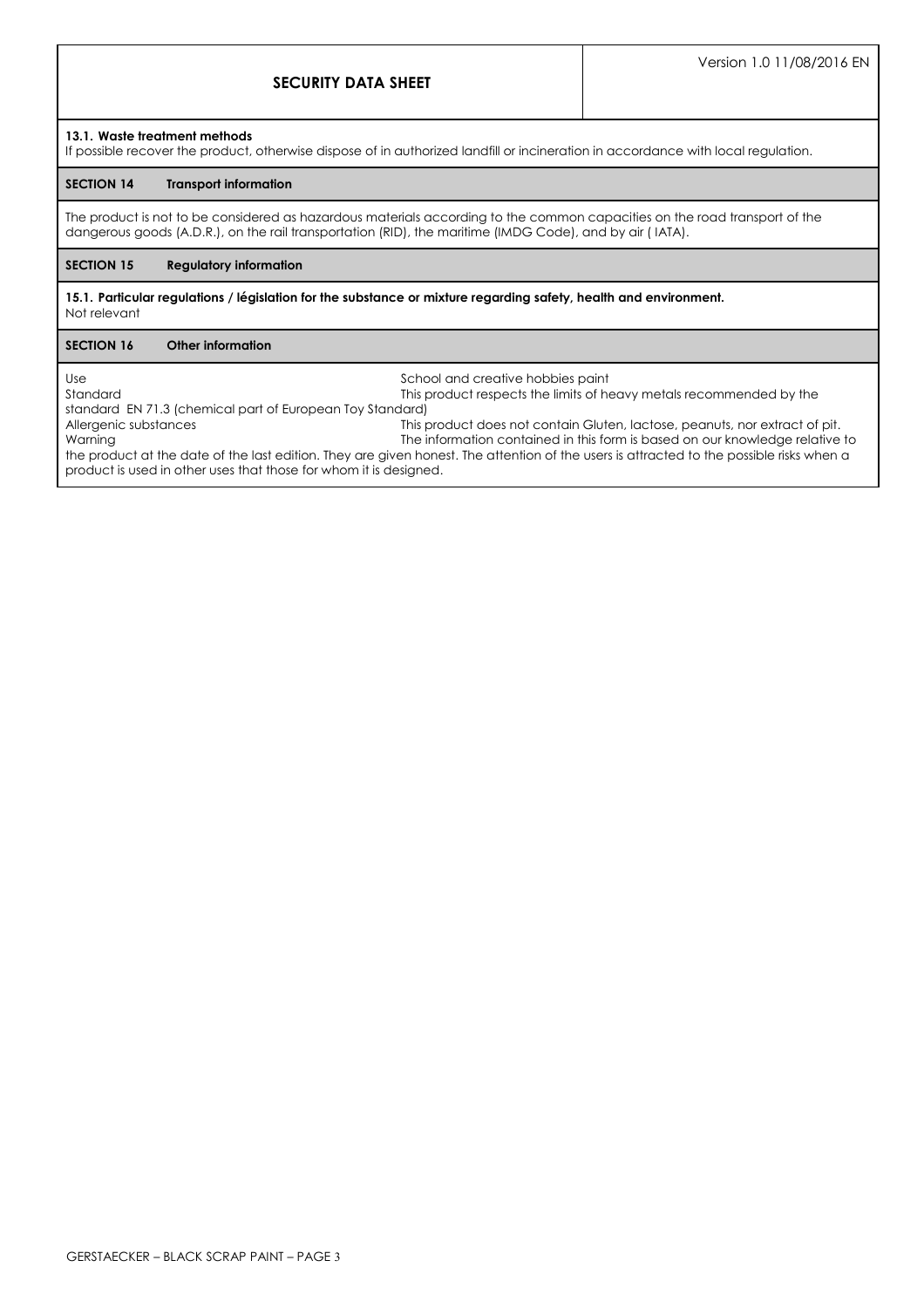**13.1. Waste treatment methods**
If possible recover the product, otherwise dispose of in authorized landfill or incineration in accordance with local regulation.

## SECTION 14 Transport information

The product is not to be considered as hazardous materials according to the common capacities on the road transport of the dangerous goods (A.D.R.), on the rail transportation (RID), the maritime (IMDG Code), and by air ( IATA).

## SECTION 15 Regulatory information

**15.1. Particular regulations / législation for the substance or mixture regarding safety, health and environment.**
Not relevant

## SECTION 16 Other information

Use: School and creative hobbies paint

Standard: This product respects the limits of heavy metals recommended by the standard EN 71.3 (chemical part of European Toy Standard)

Allergenic substances: This product does not contain Gluten, lactose, peanuts, nor extract of pit.

Warning: The information contained in this form is based on our knowledge relative to the product at the date of the last edition. They are given honest. The attention of the users is attracted to the possible risks when a product is used in other uses that those for whom it is designed.